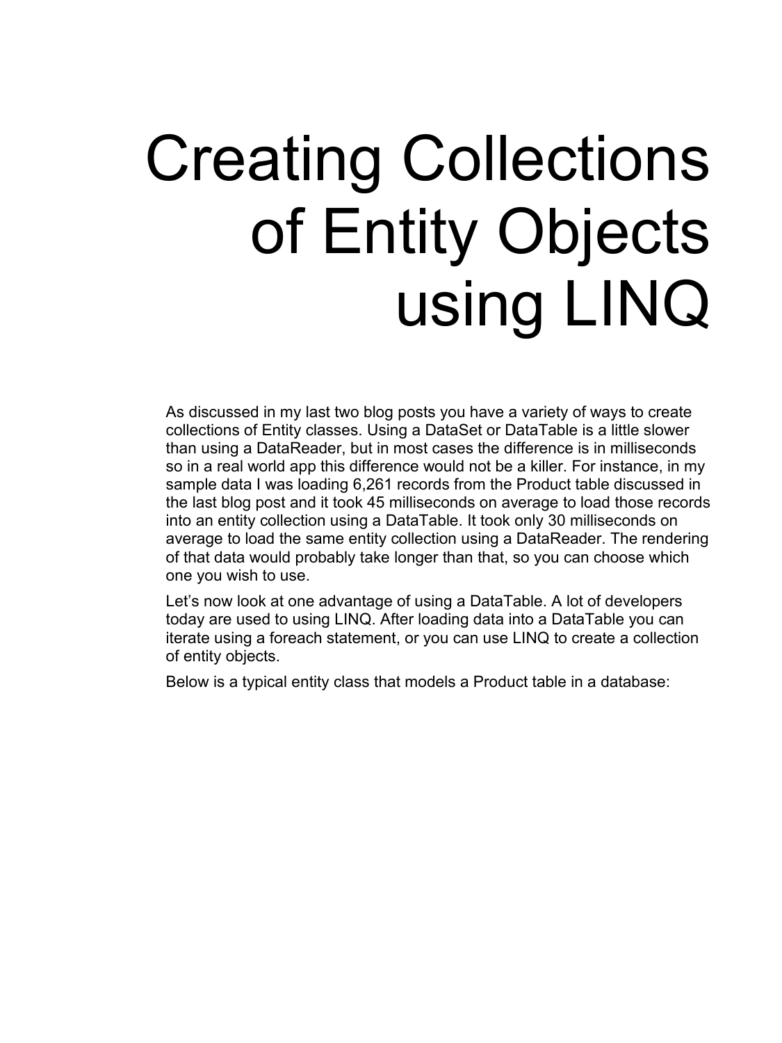# Creating Collections of Entity Objects using LINQ

As discussed in my last two blog posts you have a variety of ways to create collections of Entity classes. Using a DataSet or DataTable is a little slower than using a DataReader, but in most cases the difference is in milliseconds so in a real world app this difference would not be a killer. For instance, in my sample data I was loading 6,261 records from the Product table discussed in the last blog post and it took 45 milliseconds on average to load those records into an entity collection using a DataTable. It took only 30 milliseconds on average to load the same entity collection using a DataReader. The rendering of that data would probably take longer than that, so you can choose which one you wish to use.

Let's now look at one advantage of using a DataTable. A lot of developers today are used to using LINQ. After loading data into a DataTable you can iterate using a foreach statement, or you can use LINQ to create a collection of entity objects.

Below is a typical entity class that models a Product table in a database: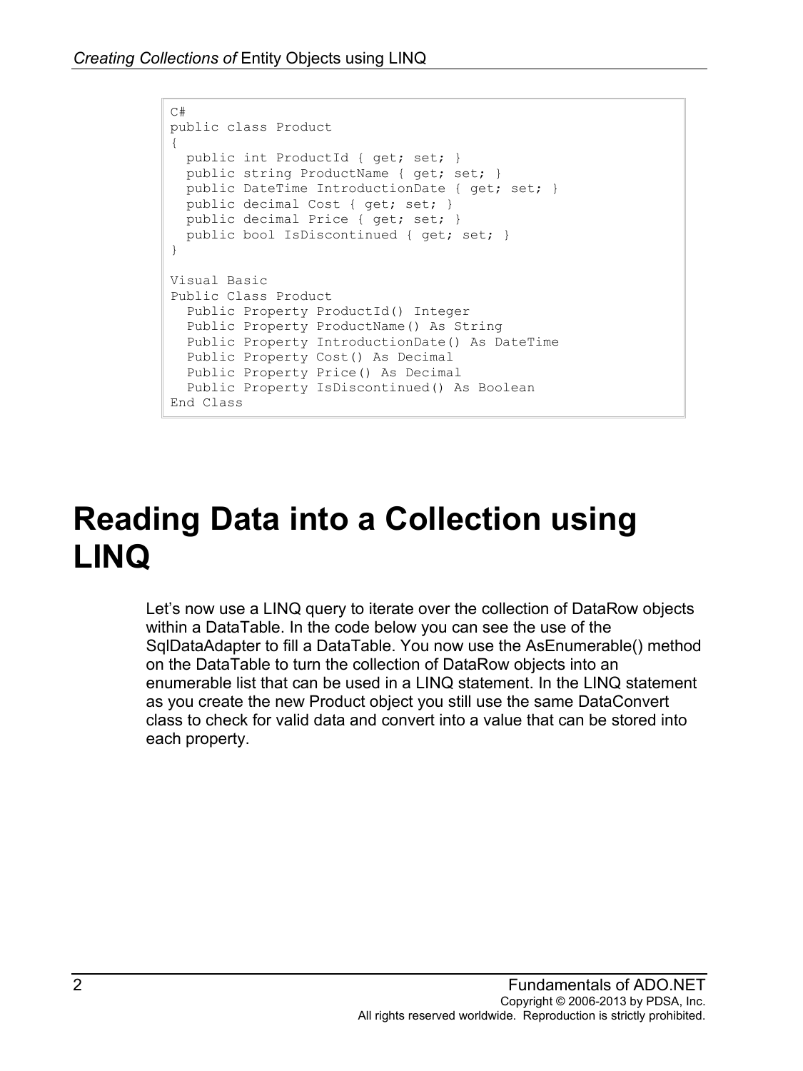```
C#
public class Product
{
  public int ProductId { get; set; }
  public string ProductName { get; set; }
  public DateTime IntroductionDate { get; set; }
  public decimal Cost { get; set; }
  public decimal Price { get; set; }
  public bool IsDiscontinued { get; set; }
}

Visual Basic
Public Class Product
  Public Property ProductId() Integer
  Public Property ProductName() As String
  Public Property IntroductionDate() As DateTime
  Public Property Cost() As Decimal
  Public Property Price() As Decimal
  Public Property IsDiscontinued() As Boolean
End Class
```

# Reading Data into a Collection using LINQ

Let's now use a LINQ query to iterate over the collection of DataRow objects within a DataTable. In the code below you can see the use of the SqlDataAdapter to fill a DataTable. You now use the AsEnumerable() method on the DataTable to turn the collection of DataRow objects into an enumerable list that can be used in a LINQ statement. In the LINQ statement as you create the new Product object you still use the same DataConvert class to check for valid data and convert into a value that can be stored into each property.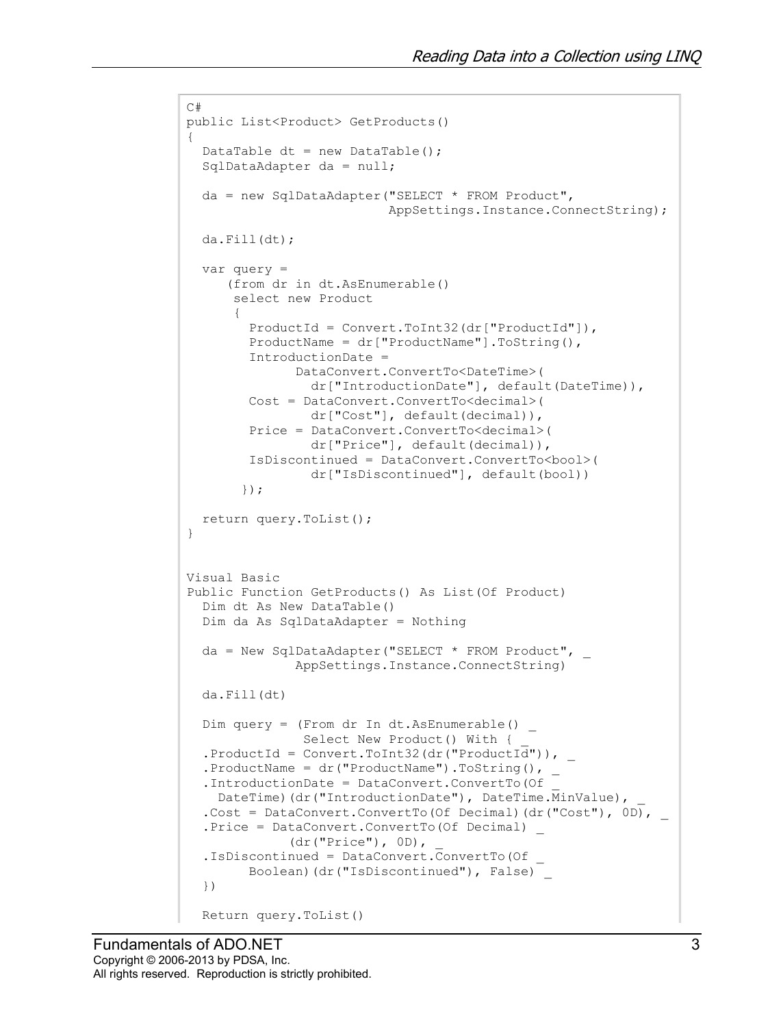```
C#
public List<Product> GetProducts()
{
  DataTable dt = new DataTable();
  SqlDataAdapter da = null;

  da = new SqlDataAdapter("SELECT * FROM Product",
                         AppSettings.Instance.ConnectString);

  da.Fill(dt);

  var query =
     (from dr in dt.AsEnumerable()
      select new Product
      {
        ProductId = Convert.ToInt32(dr["ProductId"]),
        ProductName = dr["ProductName"].ToString(),
        IntroductionDate =
              DataConvert.ConvertTo<DateTime>(
                dr["IntroductionDate"], default(DateTime)),
        Cost = DataConvert.ConvertTo<decimal>(
                dr["Cost"], default(decimal)),
        Price = DataConvert.ConvertTo<decimal>(
                dr["Price"], default(decimal)),
        IsDiscontinued = DataConvert.ConvertTo<bool>(
                dr["IsDiscontinued"], default(bool))
      });

  return query.ToList();
}


Visual Basic
Public Function GetProducts() As List(Of Product)
  Dim dt As New DataTable()
  Dim da As SqlDataAdapter = Nothing

  da = New SqlDataAdapter("SELECT * FROM Product", _
            AppSettings.Instance.ConnectString)

  da.Fill(dt)

  Dim query = (From dr In dt.AsEnumerable() _
              Select New Product() With { _
  .ProductId = Convert.ToInt32(dr("ProductId")), _
  .ProductName = dr("ProductName").ToString(), _
  .IntroductionDate = DataConvert.ConvertTo(Of _
    DateTime)(dr("IntroductionDate"), DateTime.MinValue), _
  .Cost = DataConvert.ConvertTo(Of Decimal)(dr("Cost"), 0D), _
  .Price = DataConvert.ConvertTo(Of Decimal) _
           (dr("Price"), 0D), _
  .IsDiscontinued = DataConvert.ConvertTo(Of _
       Boolean)(dr("IsDiscontinued"), False) _
  })

  Return query.ToList()
```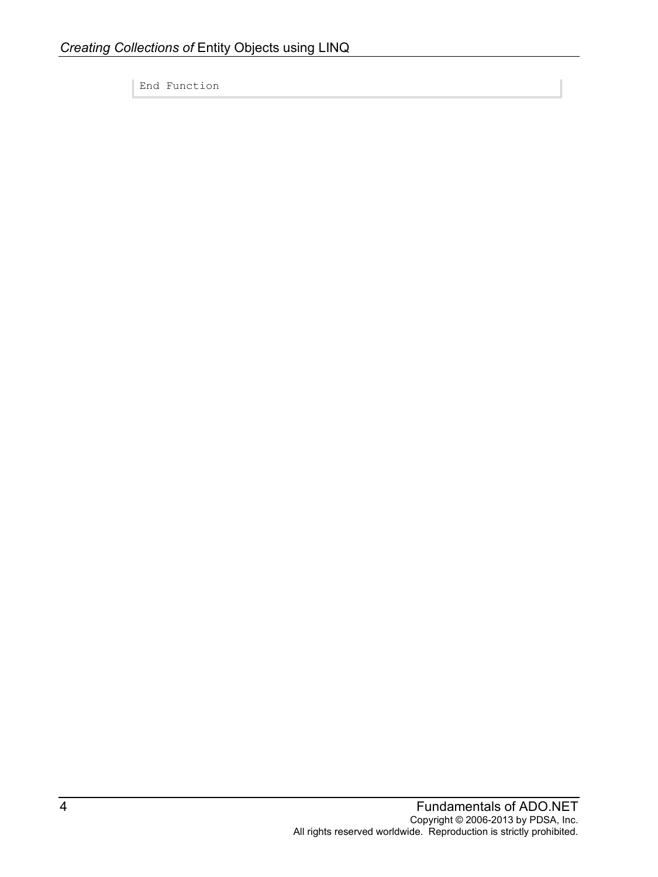```
End Function
```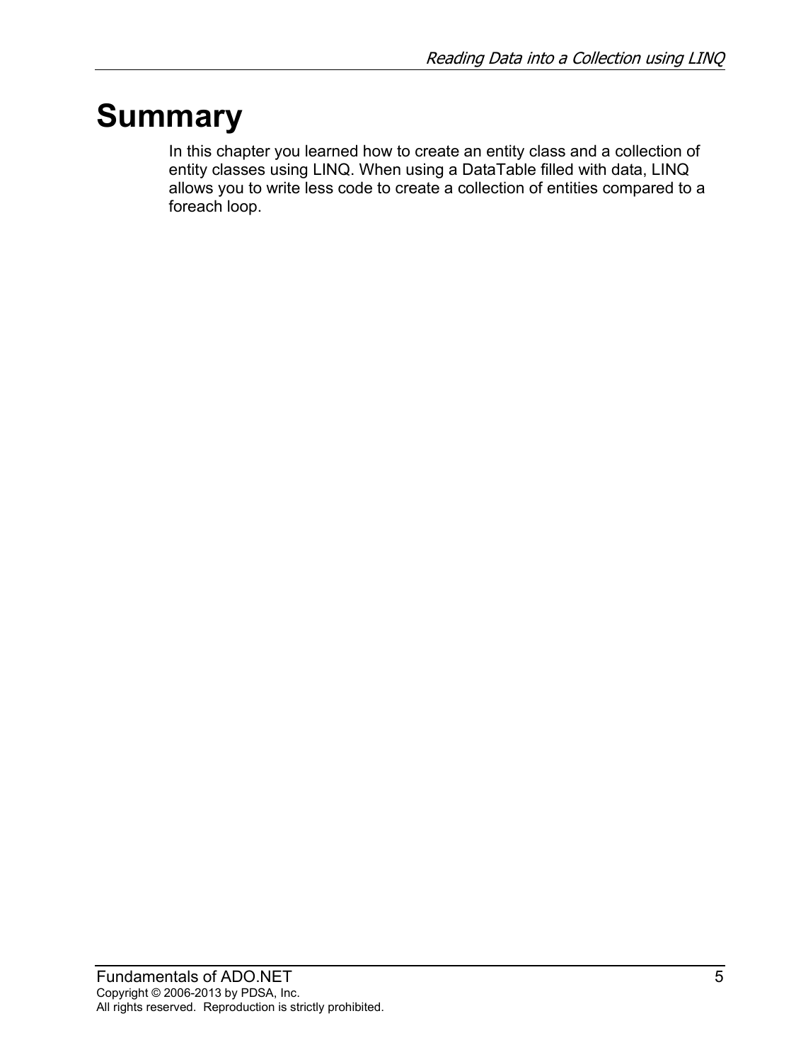# Summary

In this chapter you learned how to create an entity class and a collection of entity classes using LINQ. When using a DataTable filled with data, LINQ allows you to write less code to create a collection of entities compared to a foreach loop.